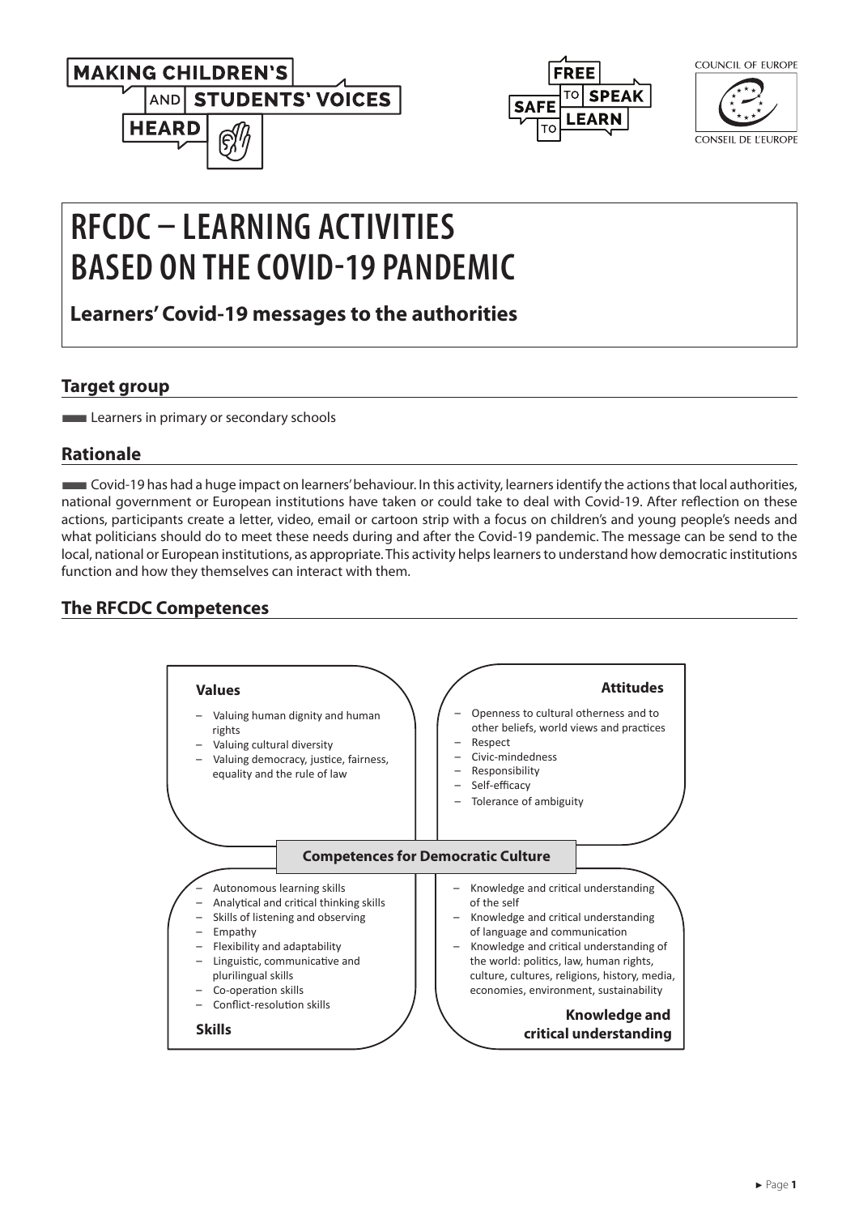# RFCDC – LEARNING ACTIVITIES BASED ON THE COVID-19 PANDEMIC

## Learners' Covid-19 messages to the authorities

### Target group

Learners in primary or secondary schools

### Rationale

Covid-19 has had a huge impact on learners' behaviour. In this activity, learners identify the actions that local authorities, national government or European institutions have taken or could take to deal with Covid-19. After reflection on these actions, participants create a letter, video, email or cartoon strip with a focus on children's and young people's needs and what politicians should do to meet these needs during and after the Covid-19 pandemic. The message can be send to the local, national or European institutions, as appropriate. This activity helps learners to understand how democratic institutions function and how they themselves can interact with them.

### The RFCDC Competences

**Competences for Democratic Culture**

**Values**

- Valuing human dignity and human rights
- Valuing cultural diversity
- Valuing democracy, justice, fairness, equality and the rule of law

**Attitudes**

- Openness to cultural otherness and to other beliefs, world views and practices
- Respect
- Civic-mindedness
- Responsibility
- Self-efficacy
- Tolerance of ambiguity

**Skills**

- Autonomous learning skills
- Analytical and critical thinking skills
- Skills of listening and observing
- Empathy
- Flexibility and adaptability
- Linguistic, communicative and plurilingual skills
- Co-operation skills
- Conflict-resolution skills

**Knowledge and critical understanding**

- Knowledge and critical understanding of the self
- Knowledge and critical understanding of language and communication
- Knowledge and critical understanding of the world: politics, law, human rights, culture, cultures, religions, history, media, economies, environment, sustainability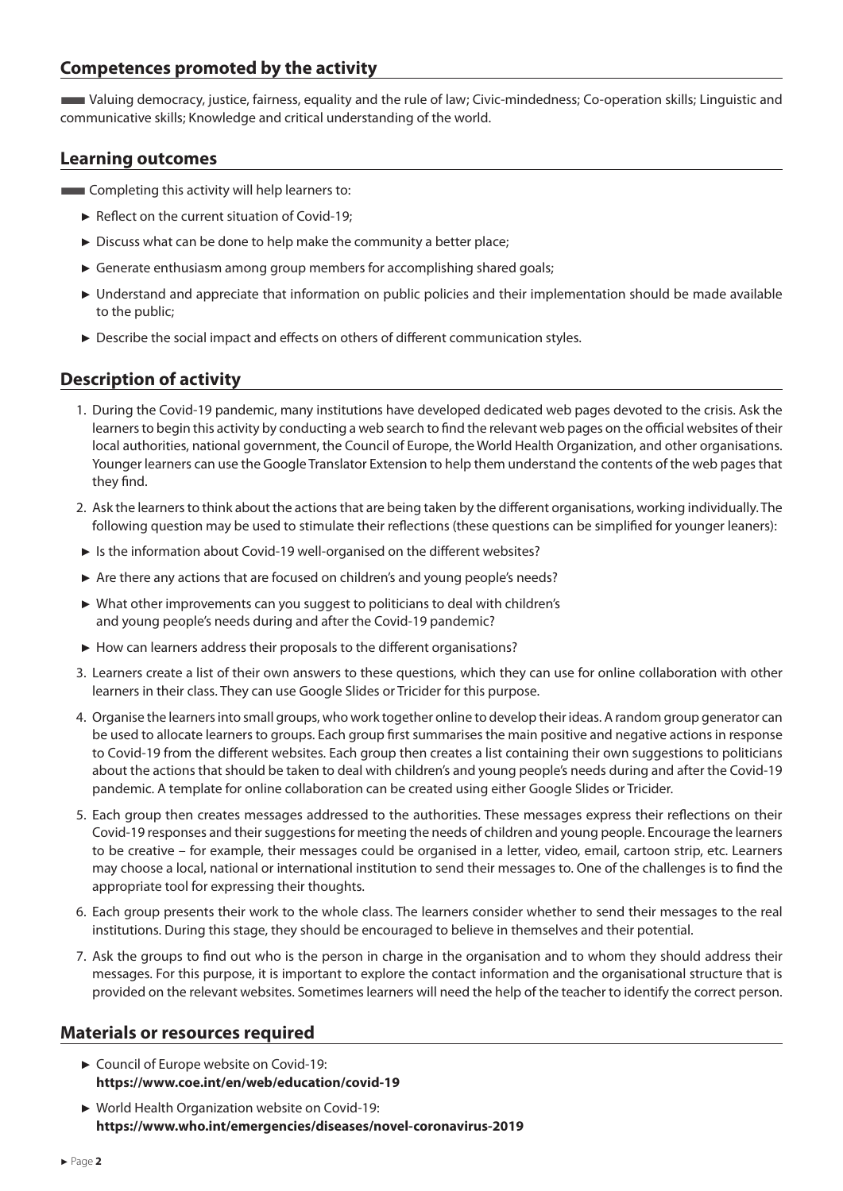## Competences promoted by the activity

Valuing democracy, justice, fairness, equality and the rule of law; Civic-mindedness; Co-operation skills; Linguistic and communicative skills; Knowledge and critical understanding of the world.

## Learning outcomes

Completing this activity will help learners to:

- Reflect on the current situation of Covid-19;
- Discuss what can be done to help make the community a better place;
- Generate enthusiasm among group members for accomplishing shared goals;
- Understand and appreciate that information on public policies and their implementation should be made available to the public;
- Describe the social impact and effects on others of different communication styles.

## Description of activity

1. During the Covid-19 pandemic, many institutions have developed dedicated web pages devoted to the crisis. Ask the learners to begin this activity by conducting a web search to find the relevant web pages on the official websites of their local authorities, national government, the Council of Europe, the World Health Organization, and other organisations. Younger learners can use the Google Translator Extension to help them understand the contents of the web pages that they find.
2. Ask the learners to think about the actions that are being taken by the different organisations, working individually. The following question may be used to stimulate their reflections (these questions can be simplified for younger leaners):

- Is the information about Covid-19 well-organised on the different websites?
- Are there any actions that are focused on children's and young people's needs?
- What other improvements can you suggest to politicians to deal with children's and young people's needs during and after the Covid-19 pandemic?
- How can learners address their proposals to the different organisations?

3. Learners create a list of their own answers to these questions, which they can use for online collaboration with other learners in their class. They can use Google Slides or Tricider for this purpose.
4. Organise the learners into small groups, who work together online to develop their ideas. A random group generator can be used to allocate learners to groups. Each group first summarises the main positive and negative actions in response to Covid-19 from the different websites. Each group then creates a list containing their own suggestions to politicians about the actions that should be taken to deal with children's and young people's needs during and after the Covid-19 pandemic. A template for online collaboration can be created using either Google Slides or Tricider.
5. Each group then creates messages addressed to the authorities. These messages express their reflections on their Covid-19 responses and their suggestions for meeting the needs of children and young people. Encourage the learners to be creative – for example, their messages could be organised in a letter, video, email, cartoon strip, etc. Learners may choose a local, national or international institution to send their messages to. One of the challenges is to find the appropriate tool for expressing their thoughts.
6. Each group presents their work to the whole class. The learners consider whether to send their messages to the real institutions. During this stage, they should be encouraged to believe in themselves and their potential.
7. Ask the groups to find out who is the person in charge in the organisation and to whom they should address their messages. For this purpose, it is important to explore the contact information and the organisational structure that is provided on the relevant websites. Sometimes learners will need the help of the teacher to identify the correct person.

## Materials or resources required

- Council of Europe website on Covid-19:
  **https://www.coe.int/en/web/education/covid-19**
- World Health Organization website on Covid-19:
  **https://www.who.int/emergencies/diseases/novel-coronavirus-2019**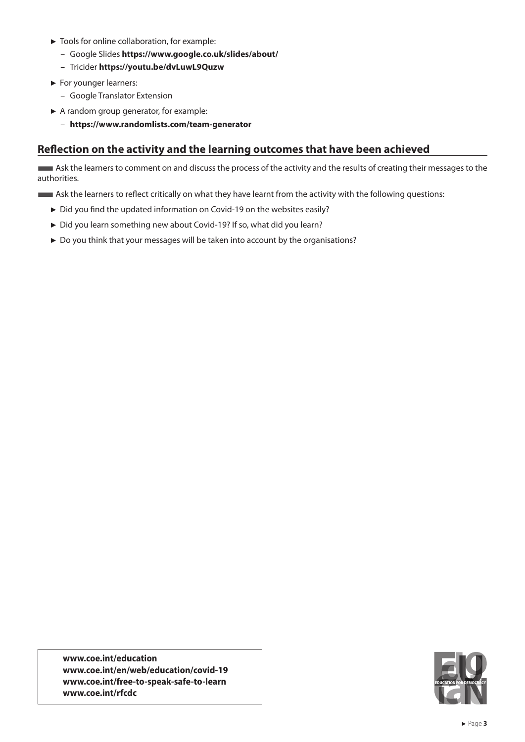- Tools for online collaboration, for example:
  - Google Slides **https://www.google.co.uk/slides/about/**
  - Tricider **https://youtu.be/dvLuwL9Quzw**
- For younger learners:
  - Google Translator Extension
- A random group generator, for example:
  - **https://www.randomlists.com/team-generator**

## Reflection on the activity and the learning outcomes that have been achieved

Ask the learners to comment on and discuss the process of the activity and the results of creating their messages to the authorities.

Ask the learners to reflect critically on what they have learnt from the activity with the following questions:

- Did you find the updated information on Covid-19 on the websites easily?
- Did you learn something new about Covid-19? If so, what did you learn?
- Do you think that your messages will be taken into account by the organisations?

**www.coe.int/education**
**www.coe.int/en/web/education/covid-19**
**www.coe.int/free-to-speak-safe-to-learn**
**www.coe.int/rfcdc**

EDUCATION FOR DEMOCRACY